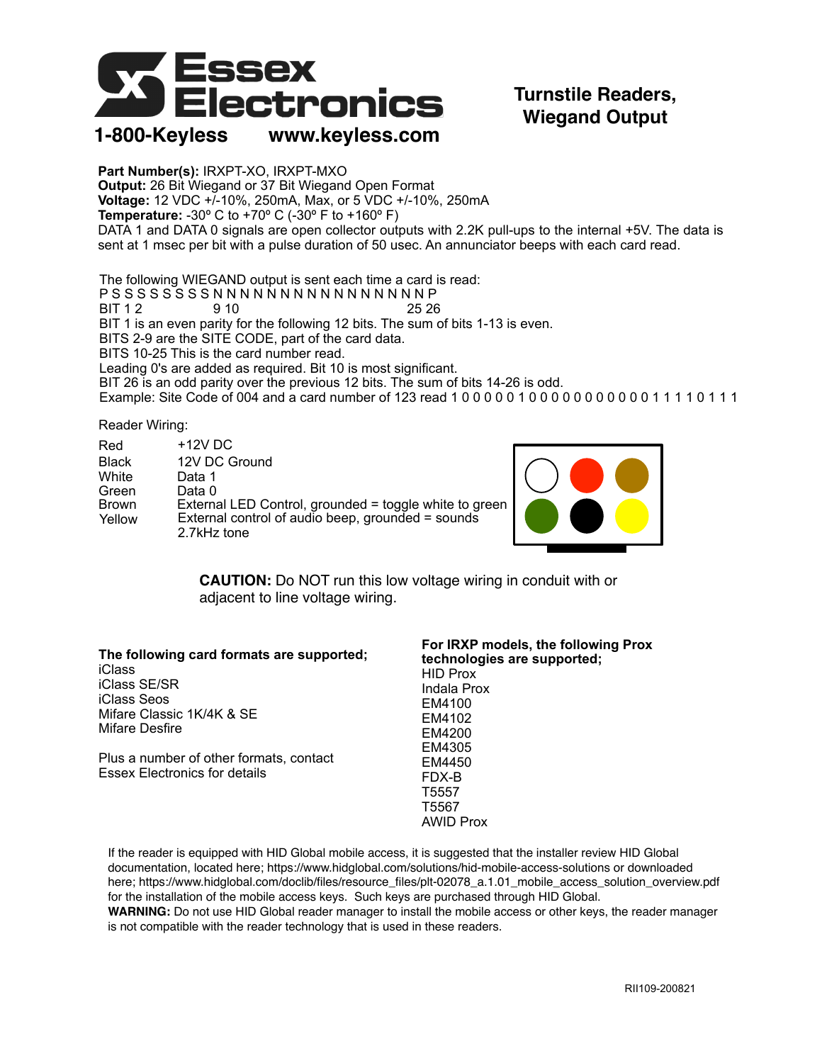# Essex Electronics

**1-800-Keyless www.keyless.com**

## Turnstile Readers, Wiegand Output

**Part Number(s):** IRXPT-XO, IRXPT-MXO
**Output:** 26 Bit Wiegand or 37 Bit Wiegand Open Format
**Voltage:** 12 VDC +/-10%, 250mA, Max, or 5 VDC +/-10%, 250mA
**Temperature:** -30º C to +70º C (-30º F to +160º F)
DATA 1 and DATA 0 signals are open collector outputs with 2.2K pull-ups to the internal +5V. The data is sent at 1 msec per bit with a pulse duration of 50 usec. An annunciator beeps with each card read.

The following WIEGAND output is sent each time a card is read:

```
P S S S S S S S S N N N N N N N N N N N N N N N N P
BIT 1 2           9 10                          25 26
```

BIT 1 is an even parity for the following 12 bits. The sum of bits 1-13 is even.
BITS 2-9 are the SITE CODE, part of the card data.
BITS 10-25 This is the card number read.
Leading 0's are added as required. Bit 10 is most significant.
BIT 26 is an odd parity over the previous 12 bits. The sum of bits 14-26 is odd.
Example: Site Code of 004 and a card number of 123 read 1 0 0 0 0 0 1 0 0 0 0 0 0 0 0 0 0 0 1 1 1 1 0 1 1 1

Reader Wiring:

| Color | Function |
|---|---|
| Red | +12V DC |
| Black | 12V DC Ground |
| White | Data 1 |
| Green | Data 0 |
| Brown | External LED Control, grounded = toggle white to green |
| Yellow | External control of audio beep, grounded = sounds 2.7kHz tone |

**CAUTION:** Do NOT run this low voltage wiring in conduit with or adjacent to line voltage wiring.

**The following card formats are supported;**
iClass
iClass SE/SR
iClass Seos
Mifare Classic 1K/4K & SE
Mifare Desfire

Plus a number of other formats, contact Essex Electronics for details

**For IRXP models, the following Prox technologies are supported;**
HID Prox
Indala Prox
EM4100
EM4102
EM4200
EM4305
EM4450
FDX-B
T5557
T5567
AWID Prox

If the reader is equipped with HID Global mobile access, it is suggested that the installer review HID Global documentation, located here; https://www.hidglobal.com/solutions/hid-mobile-access-solutions or downloaded here; https://www.hidglobal.com/doclib/files/resource_files/plt-02078_a.1.01_mobile_access_solution_overview.pdf for the installation of the mobile access keys. Such keys are purchased through HID Global.
**WARNING:** Do not use HID Global reader manager to install the mobile access or other keys, the reader manager is not compatible with the reader technology that is used in these readers.

RII109-200821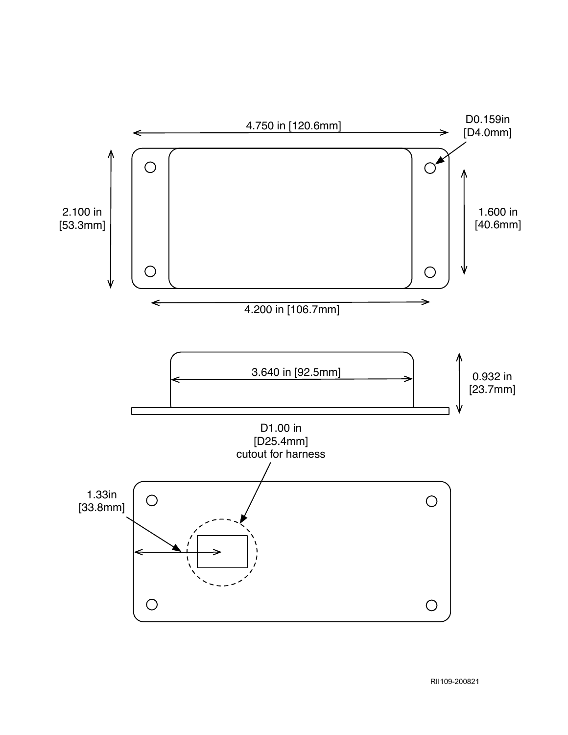4.750 in [120.6mm]

D0.159in
[D4.0mm]

2.100 in
[53.3mm]

1.600 in
[40.6mm]

4.200 in [106.7mm]

3.640 in [92.5mm]

0.932 in
[23.7mm]

D1.00 in
[D25.4mm]
cutout for harness

1.33in
[33.8mm]

RII109-200821